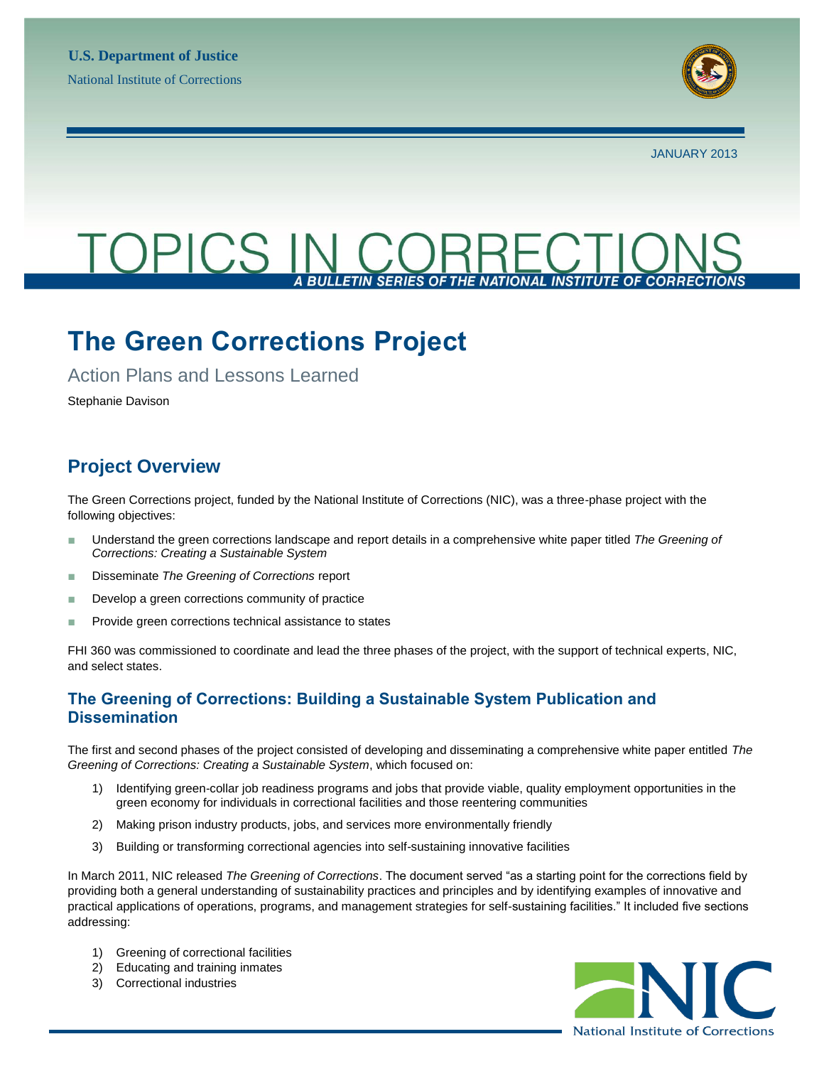U.S. Department of Justice
National Institute of Corrections

JANUARY 2013

TOPICS IN CORRECTIONS
A BULLETIN SERIES OF THE NATIONAL INSTITUTE OF CORRECTIONS

# The Green Corrections Project

Action Plans and Lessons Learned

Stephanie Davison

## Project Overview

The Green Corrections project, funded by the National Institute of Corrections (NIC), was a three-phase project with the following objectives:

- Understand the green corrections landscape and report details in a comprehensive white paper titled *The Greening of Corrections: Creating a Sustainable System*
- Disseminate *The Greening of Corrections* report
- Develop a green corrections community of practice
- Provide green corrections technical assistance to states

FHI 360 was commissioned to coordinate and lead the three phases of the project, with the support of technical experts, NIC, and select states.

### The Greening of Corrections: Building a Sustainable System Publication and Dissemination

The first and second phases of the project consisted of developing and disseminating a comprehensive white paper entitled *The Greening of Corrections: Creating a Sustainable System*, which focused on:

1) Identifying green-collar job readiness programs and jobs that provide viable, quality employment opportunities in the green economy for individuals in correctional facilities and those reentering communities
2) Making prison industry products, jobs, and services more environmentally friendly
3) Building or transforming correctional agencies into self-sustaining innovative facilities

In March 2011, NIC released *The Greening of Corrections*. The document served "as a starting point for the corrections field by providing both a general understanding of sustainability practices and principles and by identifying examples of innovative and practical applications of operations, programs, and management strategies for self-sustaining facilities." It included five sections addressing:

1) Greening of correctional facilities
2) Educating and training inmates
3) Correctional industries

NIC
National Institute of Corrections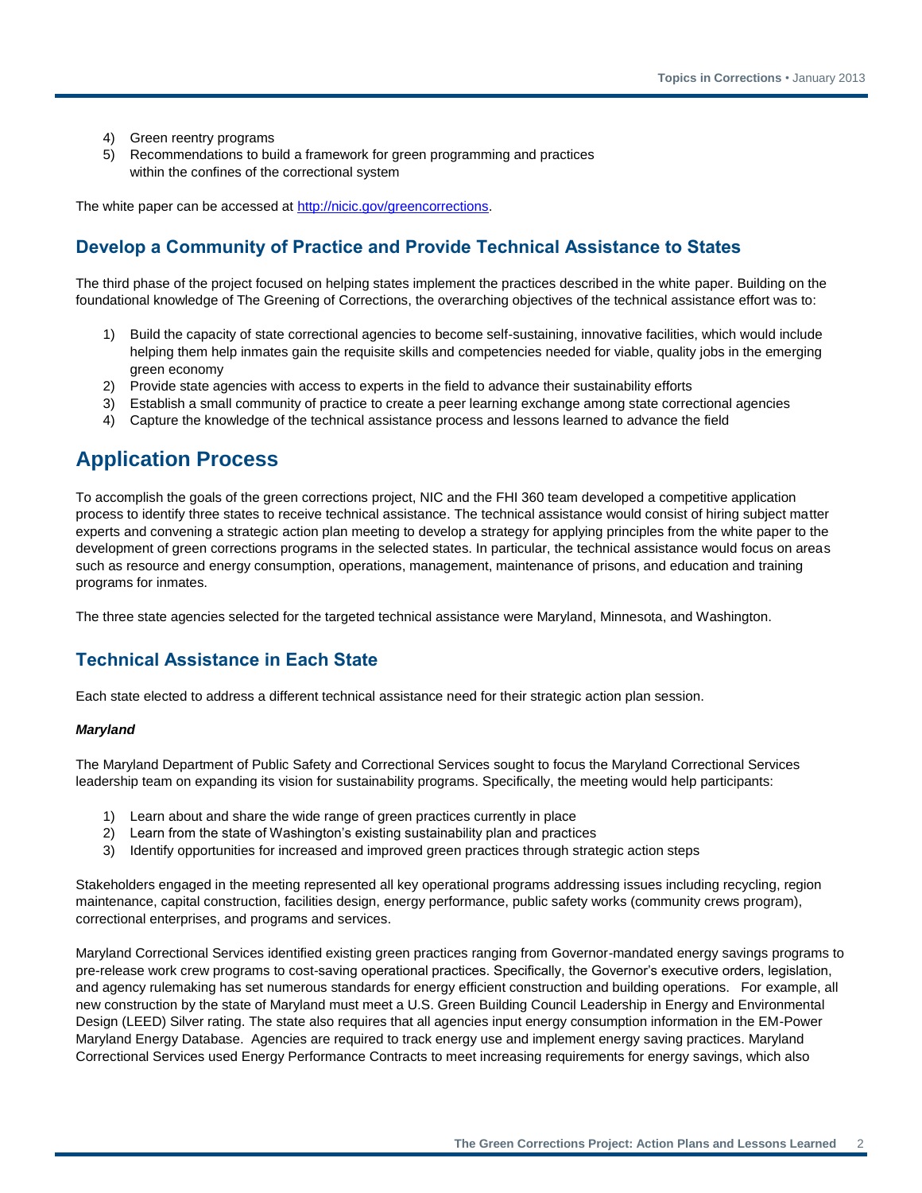4) Green reentry programs
5) Recommendations to build a framework for green programming and practices within the confines of the correctional system

The white paper can be accessed at [http://nicic.gov/greencorrections](http://nicic.gov/greencorrections).

### Develop a Community of Practice and Provide Technical Assistance to States

The third phase of the project focused on helping states implement the practices described in the white paper. Building on the foundational knowledge of The Greening of Corrections, the overarching objectives of the technical assistance effort was to:

1) Build the capacity of state correctional agencies to become self-sustaining, innovative facilities, which would include helping them help inmates gain the requisite skills and competencies needed for viable, quality jobs in the emerging green economy
2) Provide state agencies with access to experts in the field to advance their sustainability efforts
3) Establish a small community of practice to create a peer learning exchange among state correctional agencies
4) Capture the knowledge of the technical assistance process and lessons learned to advance the field

## Application Process

To accomplish the goals of the green corrections project, NIC and the FHI 360 team developed a competitive application process to identify three states to receive technical assistance. The technical assistance would consist of hiring subject matter experts and convening a strategic action plan meeting to develop a strategy for applying principles from the white paper to the development of green corrections programs in the selected states. In particular, the technical assistance would focus on areas such as resource and energy consumption, operations, management, maintenance of prisons, and education and training programs for inmates.

The three state agencies selected for the targeted technical assistance were Maryland, Minnesota, and Washington.

### Technical Assistance in Each State

Each state elected to address a different technical assistance need for their strategic action plan session.

***Maryland***

The Maryland Department of Public Safety and Correctional Services sought to focus the Maryland Correctional Services leadership team on expanding its vision for sustainability programs. Specifically, the meeting would help participants:

1) Learn about and share the wide range of green practices currently in place
2) Learn from the state of Washington's existing sustainability plan and practices
3) Identify opportunities for increased and improved green practices through strategic action steps

Stakeholders engaged in the meeting represented all key operational programs addressing issues including recycling, region maintenance, capital construction, facilities design, energy performance, public safety works (community crews program), correctional enterprises, and programs and services.

Maryland Correctional Services identified existing green practices ranging from Governor-mandated energy savings programs to pre-release work crew programs to cost-saving operational practices. Specifically, the Governor's executive orders, legislation, and agency rulemaking has set numerous standards for energy efficient construction and building operations. For example, all new construction by the state of Maryland must meet a U.S. Green Building Council Leadership in Energy and Environmental Design (LEED) Silver rating. The state also requires that all agencies input energy consumption information in the EM-Power Maryland Energy Database. Agencies are required to track energy use and implement energy saving practices. Maryland Correctional Services used Energy Performance Contracts to meet increasing requirements for energy savings, which also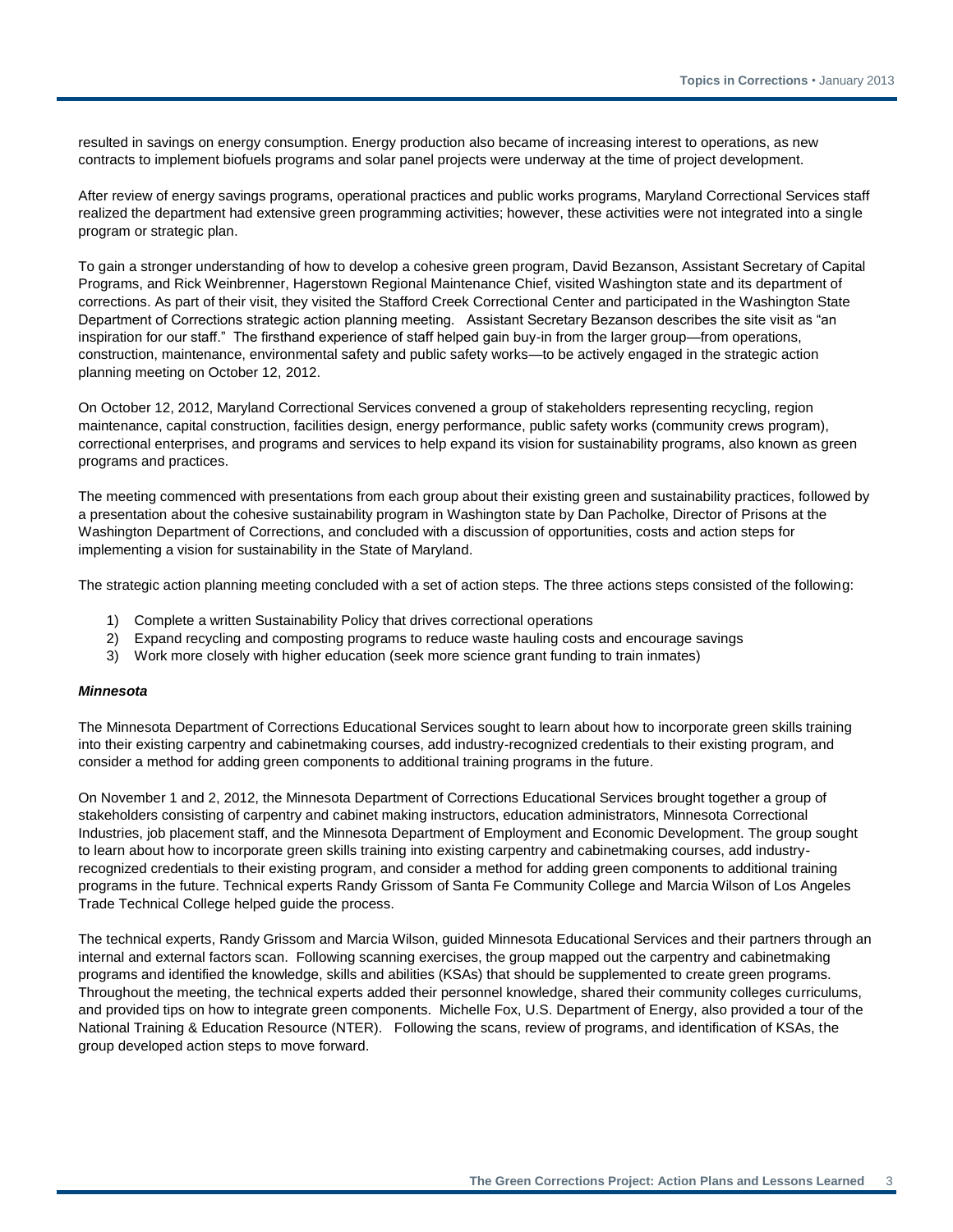resulted in savings on energy consumption. Energy production also became of increasing interest to operations, as new contracts to implement biofuels programs and solar panel projects were underway at the time of project development.

After review of energy savings programs, operational practices and public works programs, Maryland Correctional Services staff realized the department had extensive green programming activities; however, these activities were not integrated into a single program or strategic plan.

To gain a stronger understanding of how to develop a cohesive green program, David Bezanson, Assistant Secretary of Capital Programs, and Rick Weinbrenner, Hagerstown Regional Maintenance Chief, visited Washington state and its department of corrections. As part of their visit, they visited the Stafford Creek Correctional Center and participated in the Washington State Department of Corrections strategic action planning meeting. Assistant Secretary Bezanson describes the site visit as "an inspiration for our staff." The firsthand experience of staff helped gain buy-in from the larger group—from operations, construction, maintenance, environmental safety and public safety works—to be actively engaged in the strategic action planning meeting on October 12, 2012.

On October 12, 2012, Maryland Correctional Services convened a group of stakeholders representing recycling, region maintenance, capital construction, facilities design, energy performance, public safety works (community crews program), correctional enterprises, and programs and services to help expand its vision for sustainability programs, also known as green programs and practices.

The meeting commenced with presentations from each group about their existing green and sustainability practices, followed by a presentation about the cohesive sustainability program in Washington state by Dan Pacholke, Director of Prisons at the Washington Department of Corrections, and concluded with a discussion of opportunities, costs and action steps for implementing a vision for sustainability in the State of Maryland.

The strategic action planning meeting concluded with a set of action steps. The three actions steps consisted of the following:

1) Complete a written Sustainability Policy that drives correctional operations
2) Expand recycling and composting programs to reduce waste hauling costs and encourage savings
3) Work more closely with higher education (seek more science grant funding to train inmates)

***Minnesota***

The Minnesota Department of Corrections Educational Services sought to learn about how to incorporate green skills training into their existing carpentry and cabinetmaking courses, add industry-recognized credentials to their existing program, and consider a method for adding green components to additional training programs in the future.

On November 1 and 2, 2012, the Minnesota Department of Corrections Educational Services brought together a group of stakeholders consisting of carpentry and cabinet making instructors, education administrators, Minnesota Correctional Industries, job placement staff, and the Minnesota Department of Employment and Economic Development. The group sought to learn about how to incorporate green skills training into existing carpentry and cabinetmaking courses, add industry-recognized credentials to their existing program, and consider a method for adding green components to additional training programs in the future. Technical experts Randy Grissom of Santa Fe Community College and Marcia Wilson of Los Angeles Trade Technical College helped guide the process.

The technical experts, Randy Grissom and Marcia Wilson, guided Minnesota Educational Services and their partners through an internal and external factors scan. Following scanning exercises, the group mapped out the carpentry and cabinetmaking programs and identified the knowledge, skills and abilities (KSAs) that should be supplemented to create green programs. Throughout the meeting, the technical experts added their personnel knowledge, shared their community colleges curriculums, and provided tips on how to integrate green components. Michelle Fox, U.S. Department of Energy, also provided a tour of the National Training & Education Resource (NTER). Following the scans, review of programs, and identification of KSAs, the group developed action steps to move forward.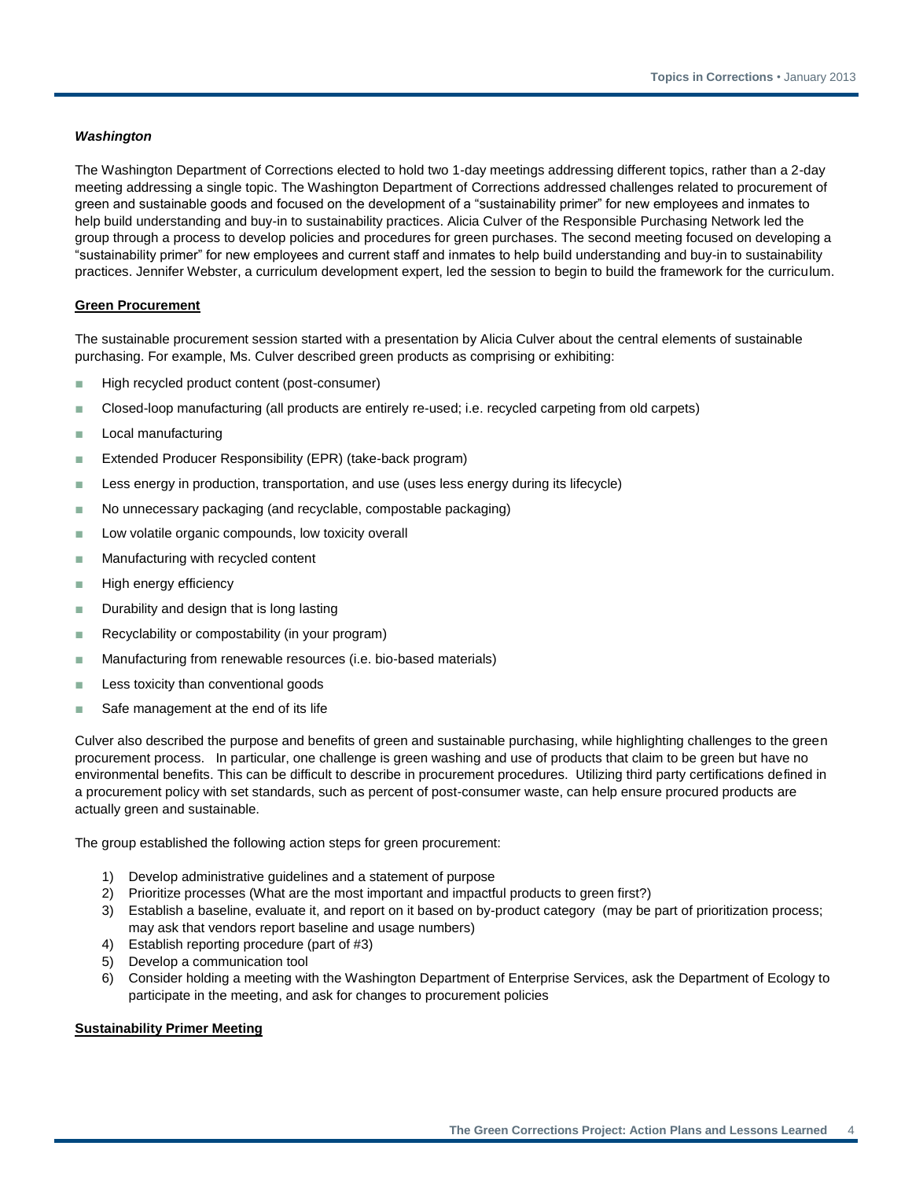### *Washington*

The Washington Department of Corrections elected to hold two 1-day meetings addressing different topics, rather than a 2-day meeting addressing a single topic. The Washington Department of Corrections addressed challenges related to procurement of green and sustainable goods and focused on the development of a "sustainability primer" for new employees and inmates to help build understanding and buy-in to sustainability practices. Alicia Culver of the Responsible Purchasing Network led the group through a process to develop policies and procedures for green purchases. The second meeting focused on developing a "sustainability primer" for new employees and current staff and inmates to help build understanding and buy-in to sustainability practices. Jennifer Webster, a curriculum development expert, led the session to begin to build the framework for the curriculum.

#### Green Procurement

The sustainable procurement session started with a presentation by Alicia Culver about the central elements of sustainable purchasing. For example, Ms. Culver described green products as comprising or exhibiting:

- High recycled product content (post-consumer)
- Closed-loop manufacturing (all products are entirely re-used; i.e. recycled carpeting from old carpets)
- Local manufacturing
- Extended Producer Responsibility (EPR) (take-back program)
- Less energy in production, transportation, and use (uses less energy during its lifecycle)
- No unnecessary packaging (and recyclable, compostable packaging)
- Low volatile organic compounds, low toxicity overall
- Manufacturing with recycled content
- High energy efficiency
- Durability and design that is long lasting
- Recyclability or compostability (in your program)
- Manufacturing from renewable resources (i.e. bio-based materials)
- Less toxicity than conventional goods
- Safe management at the end of its life

Culver also described the purpose and benefits of green and sustainable purchasing, while highlighting challenges to the green procurement process. In particular, one challenge is green washing and use of products that claim to be green but have no environmental benefits. This can be difficult to describe in procurement procedures. Utilizing third party certifications defined in a procurement policy with set standards, such as percent of post-consumer waste, can help ensure procured products are actually green and sustainable.

The group established the following action steps for green procurement:

1) Develop administrative guidelines and a statement of purpose
2) Prioritize processes (What are the most important and impactful products to green first?)
3) Establish a baseline, evaluate it, and report on it based on by-product category (may be part of prioritization process; may ask that vendors report baseline and usage numbers)
4) Establish reporting procedure (part of #3)
5) Develop a communication tool
6) Consider holding a meeting with the Washington Department of Enterprise Services, ask the Department of Ecology to participate in the meeting, and ask for changes to procurement policies

#### Sustainability Primer Meeting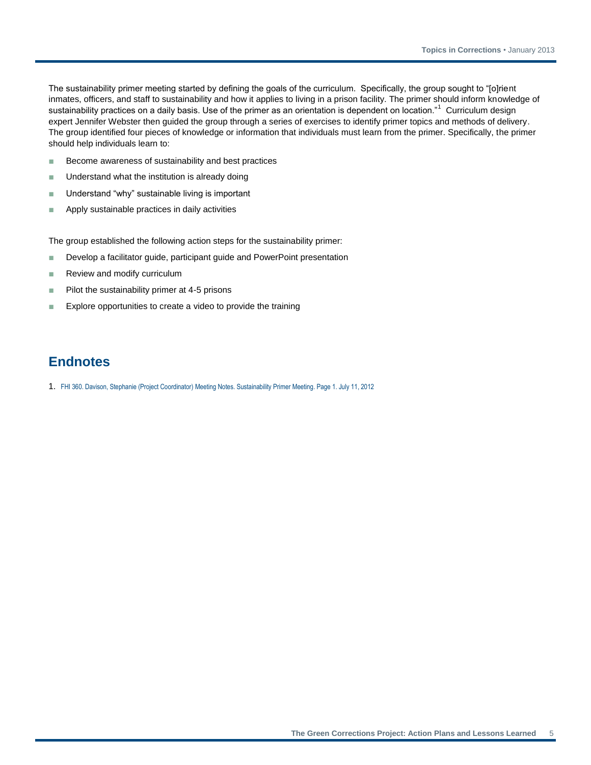The sustainability primer meeting started by defining the goals of the curriculum. Specifically, the group sought to "[o]rient inmates, officers, and staff to sustainability and how it applies to living in a prison facility. The primer should inform knowledge of sustainability practices on a daily basis. Use of the primer as an orientation is dependent on location."[1] Curriculum design expert Jennifer Webster then guided the group through a series of exercises to identify primer topics and methods of delivery. The group identified four pieces of knowledge or information that individuals must learn from the primer. Specifically, the primer should help individuals learn to:

- Become awareness of sustainability and best practices
- Understand what the institution is already doing
- Understand "why" sustainable living is important
- Apply sustainable practices in daily activities

The group established the following action steps for the sustainability primer:

- Develop a facilitator guide, participant guide and PowerPoint presentation
- Review and modify curriculum
- Pilot the sustainability primer at 4-5 prisons
- Explore opportunities to create a video to provide the training

## Endnotes

1. FHI 360. Davison, Stephanie (Project Coordinator) Meeting Notes. Sustainability Primer Meeting. Page 1. July 11, 2012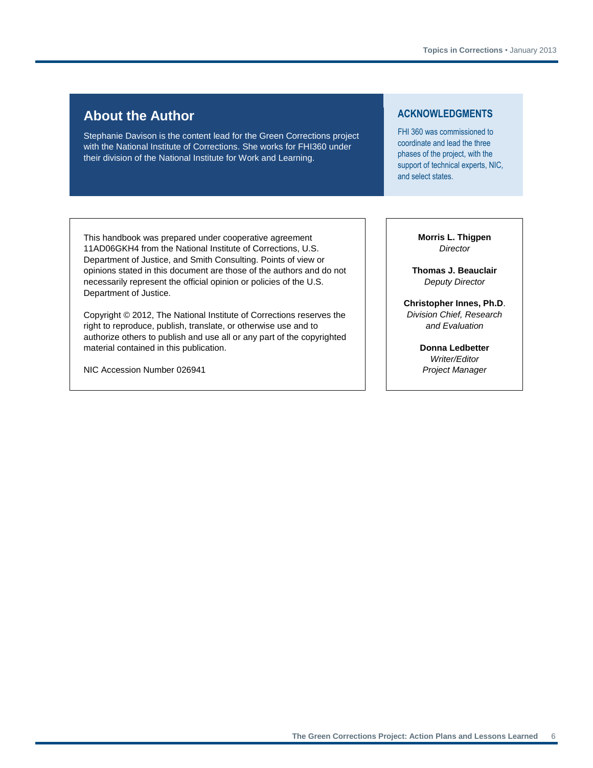## About the Author

Stephanie Davison is the content lead for the Green Corrections project with the National Institute of Corrections. She works for FHI360 under their division of the National Institute for Work and Learning.

### ACKNOWLEDGMENTS

FHI 360 was commissioned to coordinate and lead the three phases of the project, with the support of technical experts, NIC, and select states.

This handbook was prepared under cooperative agreement 11AD06GKH4 from the National Institute of Corrections, U.S. Department of Justice, and Smith Consulting. Points of view or opinions stated in this document are those of the authors and do not necessarily represent the official opinion or policies of the U.S. Department of Justice.

Copyright © 2012, The National Institute of Corrections reserves the right to reproduce, publish, translate, or otherwise use and to authorize others to publish and use all or any part of the copyrighted material contained in this publication.

NIC Accession Number 026941

**Morris L. Thigpen**
*Director*

**Thomas J. Beauclair**
*Deputy Director*

**Christopher Innes, Ph.D**.
*Division Chief, Research and Evaluation*

**Donna Ledbetter**
*Writer/Editor*
*Project Manager*